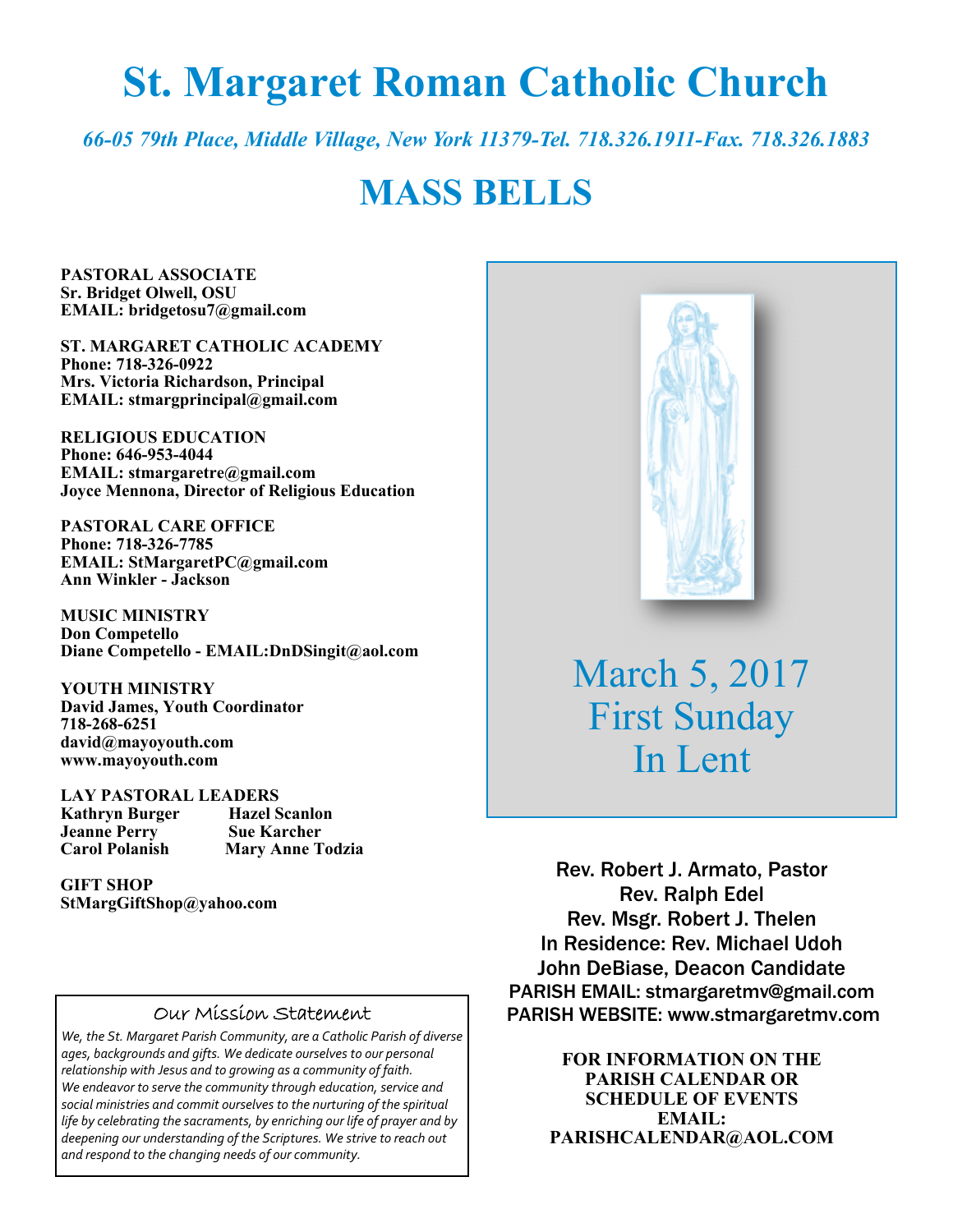// St. Margaret Roman Catholic Church

*66-05 79th Place, Middle Village, New York 11379-Tel. 718.326.1911-Fax. 718.326.1883*

## MASS BELLS

**PASTORAL ASSOCIATE**
**Sr. Bridget Olwell, OSU**
**EMAIL: bridgetosu7@gmail.com**

**ST. MARGARET CATHOLIC ACADEMY**
**Phone: 718-326-0922**
**Mrs. Victoria Richardson, Principal**
**EMAIL: stmargprincipal@gmail.com**

**RELIGIOUS EDUCATION**
**Phone: 646-953-4044**
**EMAIL: stmargaretre@gmail.com**
**Joyce Mennona, Director of Religious Education**

**PASTORAL CARE OFFICE**
**Phone: 718-326-7785**
**EMAIL: StMargaretPC@gmail.com**
**Ann Winkler - Jackson**

**MUSIC MINISTRY**
**Don Competello**
**Diane Competello - EMAIL:DnDSingit@aol.com**

**YOUTH MINISTRY**
**David James, Youth Coordinator**
**718-268-6251**
**david@mayoyouth.com**
**www.mayoyouth.com**

**LAY PASTORAL LEADERS**

| | |
|---|---|
| **Kathryn Burger** | **Hazel Scanlon** |
| **Jeanne Perry** | **Sue Karcher** |
| **Carol Polanish** | **Mary Anne Todzia** |

**GIFT SHOP**
**StMargGiftShop@yahoo.com**

### Our Mission Statement

*We, the St. Margaret Parish Community, are a Catholic Parish of diverse ages, backgrounds and gifts. We dedicate ourselves to our personal relationship with Jesus and to growing as a community of faith. We endeavor to serve the community through education, service and social ministries and commit ourselves to the nurturing of the spiritual life by celebrating the sacraments, by enriching our life of prayer and by deepening our understanding of the Scriptures. We strive to reach out and respond to the changing needs of our community.*

March 5, 2017
First Sunday
In Lent

Rev. Robert J. Armato, Pastor
Rev. Ralph Edel
Rev. Msgr. Robert J. Thelen
In Residence: Rev. Michael Udoh
John DeBiase, Deacon Candidate
PARISH EMAIL: stmargaretmv@gmail.com
PARISH WEBSITE: www.stmargaretmv.com

**FOR INFORMATION ON THE PARISH CALENDAR OR SCHEDULE OF EVENTS EMAIL: PARISHCALENDAR@AOL.COM**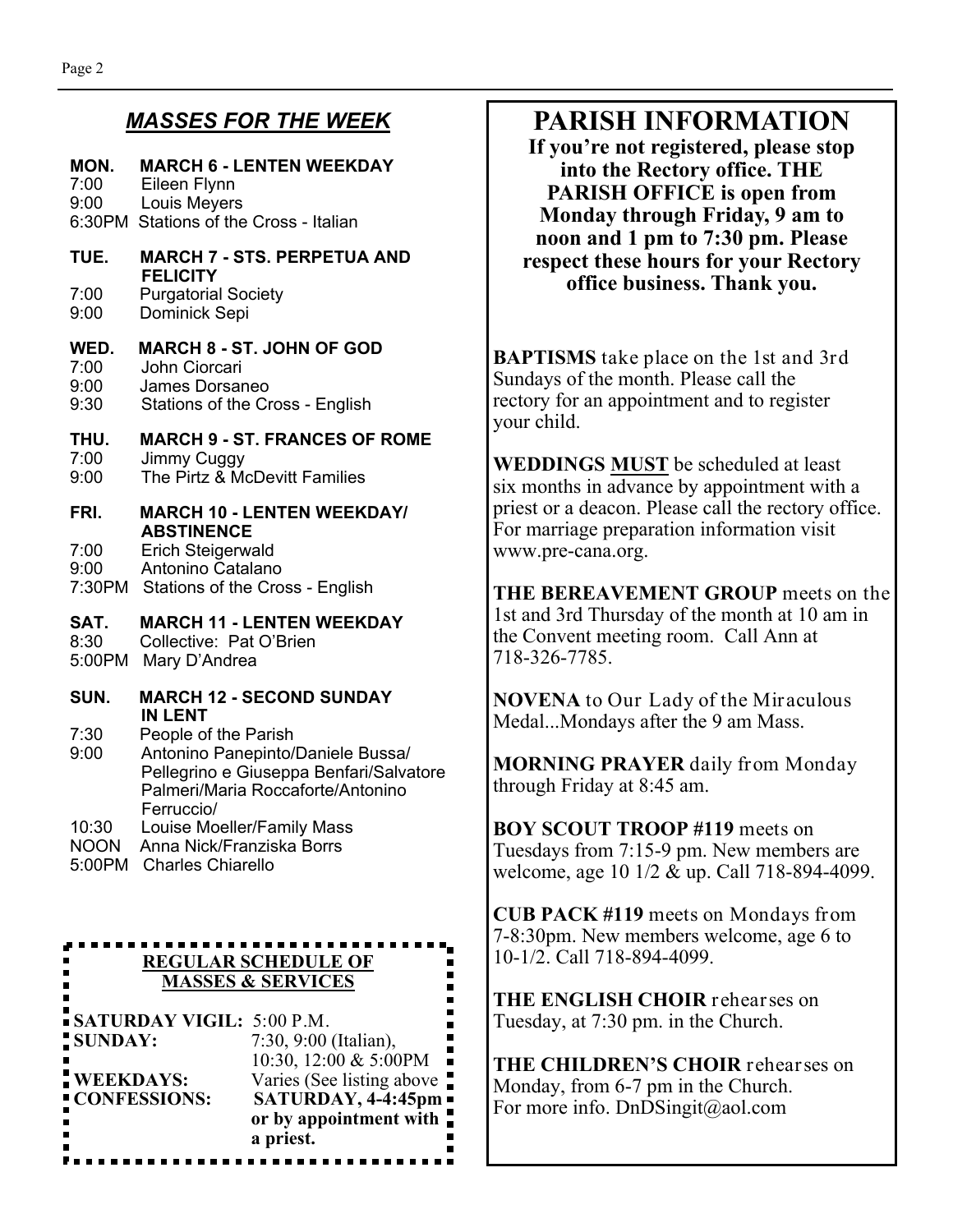## *MASSES FOR THE WEEK*

**MON. MARCH 6 - LENTEN WEEKDAY**
7:00 Eileen Flynn
9:00 Louis Meyers
6:30PM Stations of the Cross - Italian

**TUE. MARCH 7 - STS. PERPETUA AND FELICITY**
7:00 Purgatorial Society
9:00 Dominick Sepi

**WED. MARCH 8 - ST. JOHN OF GOD**
7:00 John Ciorcari
9:00 James Dorsaneo
9:30 Stations of the Cross - English

**THU. MARCH 9 - ST. FRANCES OF ROME**
7:00 Jimmy Cuggy
9:00 The Pirtz & McDevitt Families

**FRI. MARCH 10 - LENTEN WEEKDAY/ ABSTINENCE**
7:00 Erich Steigerwald
9:00 Antonino Catalano
7:30PM Stations of the Cross - English

**SAT. MARCH 11 - LENTEN WEEKDAY**
8:30 Collective: Pat O'Brien
5:00PM Mary D'Andrea

**SUN. MARCH 12 - SECOND SUNDAY IN LENT**
7:30 People of the Parish
9:00 Antonino Panepinto/Daniele Bussa/ Pellegrino e Giuseppa Benfari/Salvatore Palmeri/Maria Roccaforte/Antonino Ferruccio/
10:30 Louise Moeller/Family Mass
NOON Anna Nick/Franziska Borrs
5:00PM Charles Chiarello

**REGULAR SCHEDULE OF MASSES & SERVICES**

**SATURDAY VIGIL:** 5:00 P.M.
**SUNDAY:** 7:30, 9:00 (Italian), 10:30, 12:00 & 5:00PM
**WEEKDAYS:** Varies (See listing above
**CONFESSIONS:** **SATURDAY, 4-4:45pm or by appointment with a priest.**

# PARISH INFORMATION

**If you're not registered, please stop into the Rectory office. THE PARISH OFFICE is open from Monday through Friday, 9 am to noon and 1 pm to 7:30 pm. Please respect these hours for your Rectory office business. Thank you.**

**BAPTISMS** take place on the 1st and 3rd Sundays of the month. Please call the rectory for an appointment and to register your child.

**WEDDINGS MUST** be scheduled at least six months in advance by appointment with a priest or a deacon. Please call the rectory office. For marriage preparation information visit www.pre-cana.org.

**THE BEREAVEMENT GROUP** meets on the 1st and 3rd Thursday of the month at 10 am in the Convent meeting room. Call Ann at 718-326-7785.

**NOVENA** to Our Lady of the Miraculous Medal...Mondays after the 9 am Mass.

**MORNING PRAYER** daily from Monday through Friday at 8:45 am.

**BOY SCOUT TROOP #119** meets on Tuesdays from 7:15-9 pm. New members are welcome, age 10 1/2 & up. Call 718-894-4099.

**CUB PACK #119** meets on Mondays from 7-8:30pm. New members welcome, age 6 to 10-1/2. Call 718-894-4099.

**THE ENGLISH CHOIR** rehearses on Tuesday, at 7:30 pm. in the Church.

**THE CHILDREN'S CHOIR** rehearses on Monday, from 6-7 pm in the Church. For more info. DnDSingit@aol.com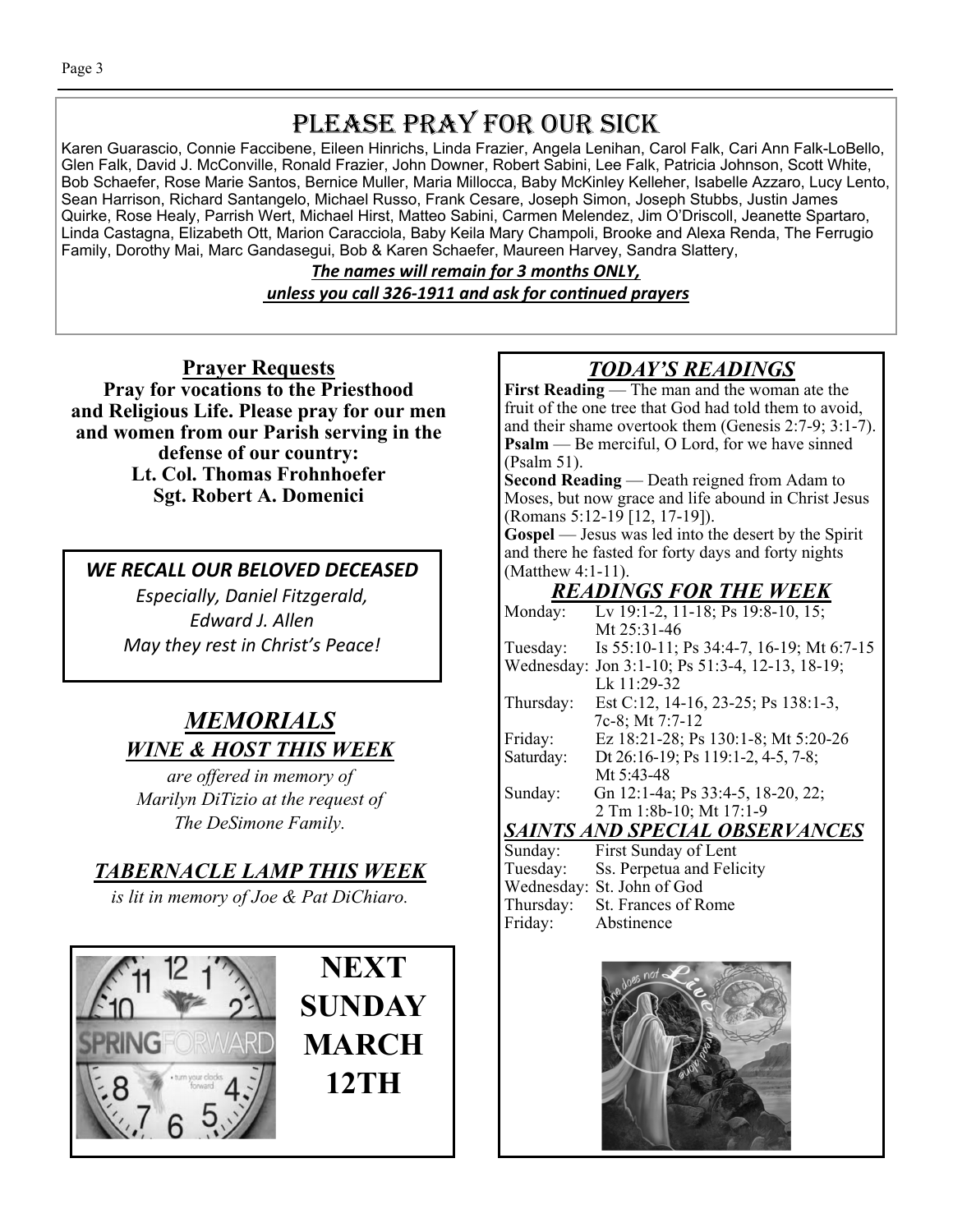# Please Pray for Our Sick

Karen Guarascio, Connie Faccibene, Eileen Hinrichs, Linda Frazier, Angela Lenihan, Carol Falk, Cari Ann Falk-LoBello, Glen Falk, David J. McConville, Ronald Frazier, John Downer, Robert Sabini, Lee Falk, Patricia Johnson, Scott White, Bob Schaefer, Rose Marie Santos, Bernice Muller, Maria Millocca, Baby McKinley Kelleher, Isabelle Azzaro, Lucy Lento, Sean Harrison, Richard Santangelo, Michael Russo, Frank Cesare, Joseph Simon, Joseph Stubbs, Justin James Quirke, Rose Healy, Parrish Wert, Michael Hirst, Matteo Sabini, Carmen Melendez, Jim O'Driscoll, Jeanette Spartaro, Linda Castagna, Elizabeth Ott, Marion Caracciola, Baby Keila Mary Champoli, Brooke and Alexa Renda, The Ferrugio Family, Dorothy Mai, Marc Gandasegui, Bob & Karen Schaefer, Maureen Harvey, Sandra Slattery,

***The names will remain for 3 months ONLY,***
***unless you call 326-1911 and ask for continued prayers***

## Prayer Requests

**Pray for vocations to the Priesthood and Religious Life. Please pray for our men and women from our Parish serving in the defense of our country:**
**Lt. Col. Thomas Frohnhoefer**
**Sgt. Robert A. Domenici**

***WE RECALL OUR BELOVED DECEASED***

*Especially, Daniel Fitzgerald,*
*Edward J. Allen*
*May they rest in Christ's Peace!*

## *MEMORIALS*

### *WINE & HOST THIS WEEK*

*are offered in memory of Marilyn DiTizio at the request of The DeSimone Family.*

### *TABERNACLE LAMP THIS WEEK*

*is lit in memory of Joe & Pat DiChiaro.*

**NEXT SUNDAY MARCH 12TH**

## *TODAY'S READINGS*

**First Reading** — The man and the woman ate the fruit of the one tree that God had told them to avoid, and their shame overtook them (Genesis 2:7-9; 3:1-7).
**Psalm** — Be merciful, O Lord, for we have sinned (Psalm 51).
**Second Reading** — Death reigned from Adam to Moses, but now grace and life abound in Christ Jesus (Romans 5:12-19 [12, 17-19]).
**Gospel** — Jesus was led into the desert by the Spirit and there he fasted for forty days and forty nights (Matthew 4:1-11).

## *READINGS FOR THE WEEK*

| | |
|---|---|
| Monday: | Lv 19:1-2, 11-18; Ps 19:8-10, 15; Mt 25:31-46 |
| Tuesday: | Is 55:10-11; Ps 34:4-7, 16-19; Mt 6:7-15 |
| Wednesday: | Jon 3:1-10; Ps 51:3-4, 12-13, 18-19; Lk 11:29-32 |
| Thursday: | Est C:12, 14-16, 23-25; Ps 138:1-3, 7c-8; Mt 7:7-12 |
| Friday: | Ez 18:21-28; Ps 130:1-8; Mt 5:20-26 |
| Saturday: | Dt 26:16-19; Ps 119:1-2, 4-5, 7-8; Mt 5:43-48 |
| Sunday: | Gn 12:1-4a; Ps 33:4-5, 18-20, 22; 2 Tm 1:8b-10; Mt 17:1-9 |

## *SAINTS AND SPECIAL OBSERVANCES*

| | |
|---|---|
| Sunday: | First Sunday of Lent |
| Tuesday: | Ss. Perpetua and Felicity |
| Wednesday: | St. John of God |
| Thursday: | St. Frances of Rome |
| Friday: | Abstinence |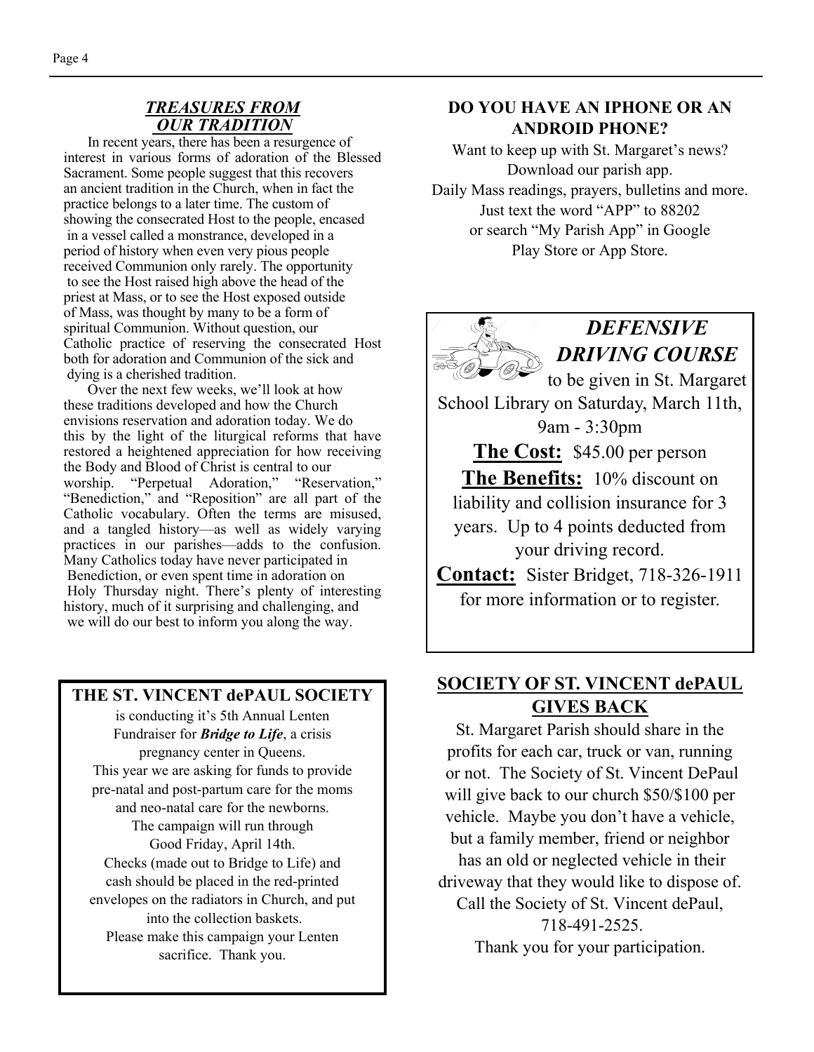## *TREASURES FROM OUR TRADITION*

In recent years, there has been a resurgence of interest in various forms of adoration of the Blessed Sacrament. Some people suggest that this recovers an ancient tradition in the Church, when in fact the practice belongs to a later time. The custom of showing the consecrated Host to the people, encased in a vessel called a monstrance, developed in a period of history when even very pious people received Communion only rarely. The opportunity to see the Host raised high above the head of the priest at Mass, or to see the Host exposed outside of Mass, was thought by many to be a form of spiritual Communion. Without question, our Catholic practice of reserving the consecrated Host both for adoration and Communion of the sick and dying is a cherished tradition.

Over the next few weeks, we'll look at how these traditions developed and how the Church envisions reservation and adoration today. We do this by the light of the liturgical reforms that have restored a heightened appreciation for how receiving the Body and Blood of Christ is central to our worship. "Perpetual Adoration," "Reservation," "Benediction," and "Reposition" are all part of the Catholic vocabulary. Often the terms are misused, and a tangled history—as well as widely varying practices in our parishes—adds to the confusion. Many Catholics today have never participated in Benediction, or even spent time in adoration on Holy Thursday night. There's plenty of interesting history, much of it surprising and challenging, and we will do our best to inform you along the way.

## THE ST. VINCENT dePAUL SOCIETY

is conducting it's 5th Annual Lenten Fundraiser for ***Bridge to Life***, a crisis pregnancy center in Queens.
This year we are asking for funds to provide pre-natal and post-partum care for the moms and neo-natal care for the newborns.
The campaign will run through Good Friday, April 14th.
Checks (made out to Bridge to Life) and cash should be placed in the red-printed envelopes on the radiators in Church, and put into the collection baskets.
Please make this campaign your Lenten sacrifice. Thank you.

## DO YOU HAVE AN IPHONE OR AN ANDROID PHONE?

Want to keep up with St. Margaret's news?
Download our parish app.
Daily Mass readings, prayers, bulletins and more.
Just text the word "APP" to 88202
or search "My Parish App" in Google Play Store or App Store.

## *DEFENSIVE DRIVING COURSE*

to be given in St. Margaret School Library on Saturday, March 11th, 9am - 3:30pm

**The Cost:** $45.00 per person

**The Benefits:** 10% discount on liability and collision insurance for 3 years. Up to 4 points deducted from your driving record.

**Contact:** Sister Bridget, 718-326-1911 for more information or to register.

## SOCIETY OF ST. VINCENT dePAUL GIVES BACK

St. Margaret Parish should share in the profits for each car, truck or van, running or not. The Society of St. Vincent DePaul will give back to our church $50/$100 per vehicle. Maybe you don't have a vehicle, but a family member, friend or neighbor has an old or neglected vehicle in their driveway that they would like to dispose of.
Call the Society of St. Vincent dePaul, 718-491-2525.
Thank you for your participation.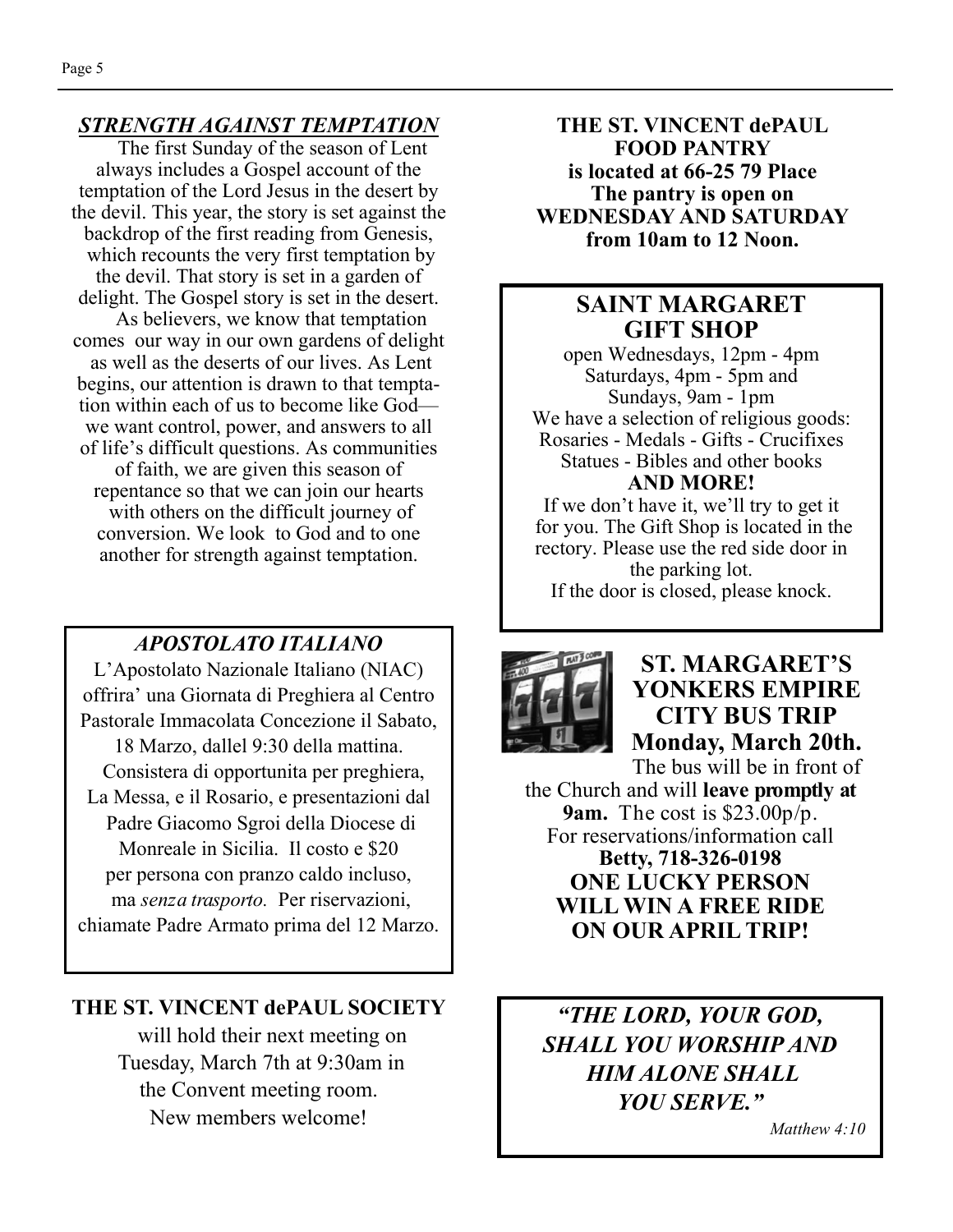## *STRENGTH AGAINST TEMPTATION*

The first Sunday of the season of Lent always includes a Gospel account of the temptation of the Lord Jesus in the desert by the devil. This year, the story is set against the backdrop of the first reading from Genesis, which recounts the very first temptation by the devil. That story is set in a garden of delight. The Gospel story is set in the desert.

As believers, we know that temptation comes our way in our own gardens of delight as well as the deserts of our lives. As Lent begins, our attention is drawn to that temptation within each of us to become like God—we want control, power, and answers to all of life's difficult questions. As communities of faith, we are given this season of repentance so that we can join our hearts with others on the difficult journey of conversion. We look to God and to one another for strength against temptation.

### *APOSTOLATO ITALIANO*

L'Apostolato Nazionale Italiano (NIAC) offrira' una Giornata di Preghiera al Centro Pastorale Immacolata Concezione il Sabato, 18 Marzo, dallel 9:30 della mattina. Consistera di opportunita per preghiera, La Messa, e il Rosario, e presentazioni dal Padre Giacomo Sgroi della Diocese di Monreale in Sicilia. Il costo e $20 per persona con pranzo caldo incluso, ma *senza trasporto.* Per riservazioni, chiamate Padre Armato prima del 12 Marzo.

**THE ST. VINCENT dePAUL SOCIETY** will hold their next meeting on Tuesday, March 7th at 9:30am in the Convent meeting room. New members welcome!

**THE ST. VINCENT dePAUL FOOD PANTRY is located at 66-25 79 Place The pantry is open on WEDNESDAY AND SATURDAY from 10am to 12 Noon.**

### SAINT MARGARET GIFT SHOP

open Wednesdays, 12pm - 4pm
Saturdays, 4pm - 5pm and
Sundays, 9am - 1pm

We have a selection of religious goods:
Rosaries - Medals - Gifts - Crucifixes
Statues - Bibles and other books

**AND MORE!**

If we don't have it, we'll try to get it for you. The Gift Shop is located in the rectory. Please use the red side door in the parking lot.
If the door is closed, please knock.

### ST. MARGARET'S YONKERS EMPIRE CITY BUS TRIP Monday, March 20th.

The bus will be in front of the Church and will **leave promptly at 9am.** The cost is $23.00p/p.
For reservations/information call
**Betty, 718-326-0198**

**ONE LUCKY PERSON WILL WIN A FREE RIDE ON OUR APRIL TRIP!**

***"THE LORD, YOUR GOD, SHALL YOU WORSHIP AND HIM ALONE SHALL YOU SERVE."***

*Matthew 4:10*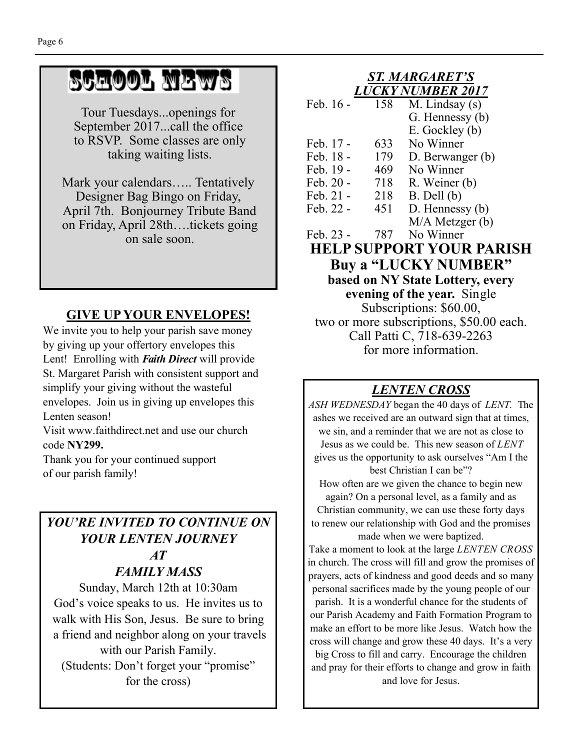## SCHOOL NEWS

Tour Tuesdays...openings for September 2017...call the office to RSVP. Some classes are only taking waiting lists.

Mark your calendars….. Tentatively Designer Bag Bingo on Friday, April 7th. Bonjourney Tribute Band on Friday, April 28th….tickets going on sale soon.

## GIVE UP YOUR ENVELOPES!

We invite you to help your parish save money by giving up your offertory envelopes this Lent! Enrolling with ***Faith Direct*** will provide St. Margaret Parish with consistent support and simplify your giving without the wasteful envelopes. Join us in giving up envelopes this Lenten season!

Visit www.faithdirect.net and use our church code **NY299.**

Thank you for your continued support of our parish family!

## *YOU'RE INVITED TO CONTINUE ON YOUR LENTEN JOURNEY AT FAMILY MASS*

Sunday, March 12th at 10:30am

God's voice speaks to us. He invites us to walk with His Son, Jesus. Be sure to bring a friend and neighbor along on your travels with our Parish Family.

(Students: Don't forget your "promise" for the cross)

## *ST. MARGARET'S LUCKY NUMBER 2017*

| Date | Number | Winner |
|---|---|---|
| Feb. 16 - | 158 | M. Lindsay (s)<br>G. Hennessy (b)<br>E. Gockley (b) |
| Feb. 17 - | 633 | No Winner |
| Feb. 18 - | 179 | D. Berwanger (b) |
| Feb. 19 - | 469 | No Winner |
| Feb. 20 - | 718 | R. Weiner (b) |
| Feb. 21 - | 218 | B. Dell (b) |
| Feb. 22 - | 451 | D. Hennessy (b)<br>M/A Metzger (b) |
| Feb. 23 - | 787 | No Winner |

## HELP SUPPORT YOUR PARISH

**Buy a "LUCKY NUMBER"**

**based on NY State Lottery, every evening of the year.** Single Subscriptions: $60.00, two or more subscriptions, $50.00 each. Call Patti C, 718-639-2263 for more information.

## *LENTEN CROSS*

*ASH WEDNESDAY* began the 40 days of *LENT.* The ashes we received are an outward sign that at times, we sin, and a reminder that we are not as close to Jesus as we could be. This new season of *LENT* gives us the opportunity to ask ourselves "Am I the best Christian I can be"?

How often are we given the chance to begin new again? On a personal level, as a family and as Christian community, we can use these forty days to renew our relationship with God and the promises made when we were baptized.

Take a moment to look at the large *LENTEN CROSS* in church. The cross will fill and grow the promises of prayers, acts of kindness and good deeds and so many personal sacrifices made by the young people of our parish. It is a wonderful chance for the students of our Parish Academy and Faith Formation Program to make an effort to be more like Jesus. Watch how the cross will change and grow these 40 days. It's a very big Cross to fill and carry. Encourage the children and pray for their efforts to change and grow in faith and love for Jesus.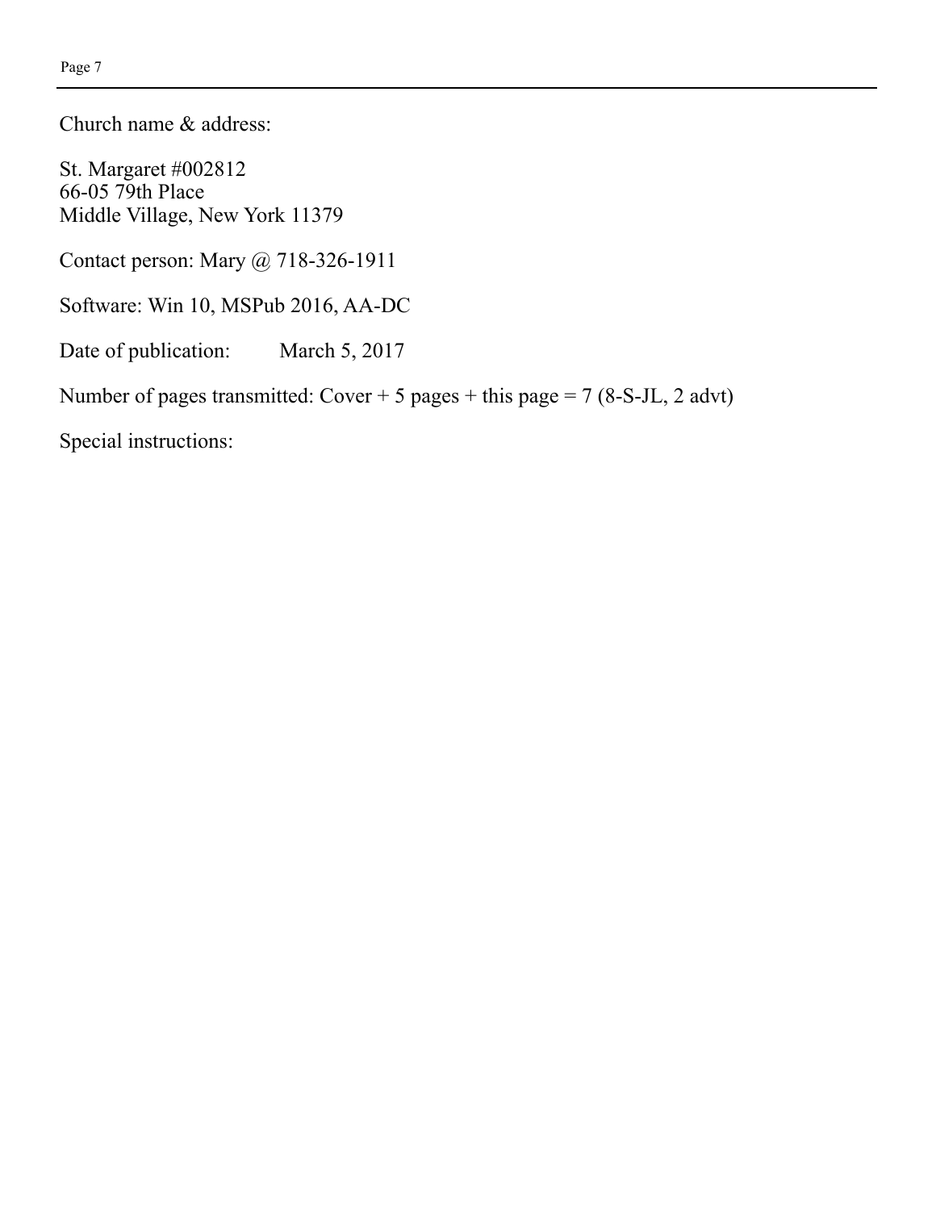Church name & address:

St. Margaret #002812
66-05 79th Place
Middle Village, New York 11379

Contact person: Mary @ 718-326-1911

Software: Win 10, MSPub 2016, AA-DC

Date of publication: March 5, 2017

Number of pages transmitted: Cover + 5 pages + this page = 7 (8-S-JL, 2 advt)

Special instructions: